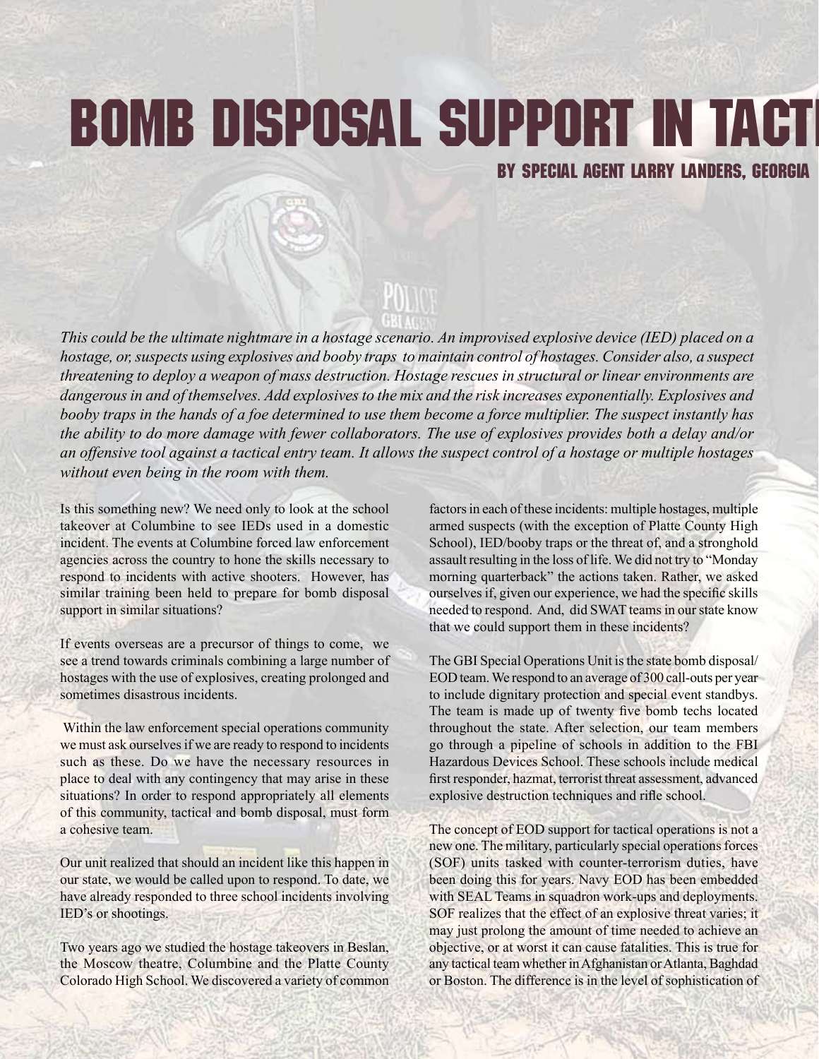# BOMB DISPOSAL SUPPORT IN TACTI

**BY SPECIAL AGENT LARRY LANDERS, GEORGIA**

*This could be the ultimate nightmare in a hostage scenario. An improvised explosive device (IED) placed on a hostage, or, suspects using explosives and booby traps to maintain control of hostages. Consider also, a suspect threatening to deploy a weapon of mass destruction. Hostage rescues in structural or linear environments are dangerous in and of themselves. Add explosives to the mix and the risk increases exponentially. Explosives and booby traps in the hands of a foe determined to use them become a force multiplier. The suspect instantly has the ability to do more damage with fewer collaborators. The use of explosives provides both a delay and/or an offensive tool against a tactical entry team. It allows the suspect control of a hostage or multiple hostages without even being in the room with them.*

Is this something new? We need only to look at the school takeover at Columbine to see IEDs used in a domestic incident. The events at Columbine forced law enforcement agencies across the country to hone the skills necessary to respond to incidents with active shooters. However, has similar training been held to prepare for bomb disposal support in similar situations?

If events overseas are a precursor of things to come, we see a trend towards criminals combining a large number of hostages with the use of explosives, creating prolonged and sometimes disastrous incidents.

Within the law enforcement special operations community we must ask ourselves if we are ready to respond to incidents such as these. Do we have the necessary resources in place to deal with any contingency that may arise in these situations? In order to respond appropriately all elements of this community, tactical and bomb disposal, must form a cohesive team.

Our unit realized that should an incident like this happen in our state, we would be called upon to respond. To date, we have already responded to three school incidents involving IED's or shootings.

Two years ago we studied the hostage takeovers in Beslan, the Moscow theatre, Columbine and the Platte County Colorado High School. We discovered a variety of common factors in each of these incidents: multiple hostages, multiple armed suspects (with the exception of Platte County High School), IED/booby traps or the threat of, and a stronghold assault resulting in the loss of life. We did not try to "Monday morning quarterback" the actions taken. Rather, we asked ourselves if, given our experience, we had the specific skills needed to respond. And, did SWAT teams in our state know that we could support them in these incidents?

The GBI Special Operations Unit is the state bomb disposal/ EOD team. We respond to an average of 300 call-outs per year to include dignitary protection and special event standbys. The team is made up of twenty five bomb techs located throughout the state. After selection, our team members go through a pipeline of schools in addition to the FBI Hazardous Devices School. These schools include medical first responder, hazmat, terrorist threat assessment, advanced explosive destruction techniques and rifle school.

The concept of EOD support for tactical operations is not a new one. The military, particularly special operations forces (SOF) units tasked with counter-terrorism duties, have been doing this for years. Navy EOD has been embedded with SEAL Teams in squadron work-ups and deployments. SOF realizes that the effect of an explosive threat varies; it may just prolong the amount of time needed to achieve an objective, or at worst it can cause fatalities. This is true for any tactical team whether in Afghanistan or Atlanta, Baghdad or Boston. The difference is in the level of sophistication of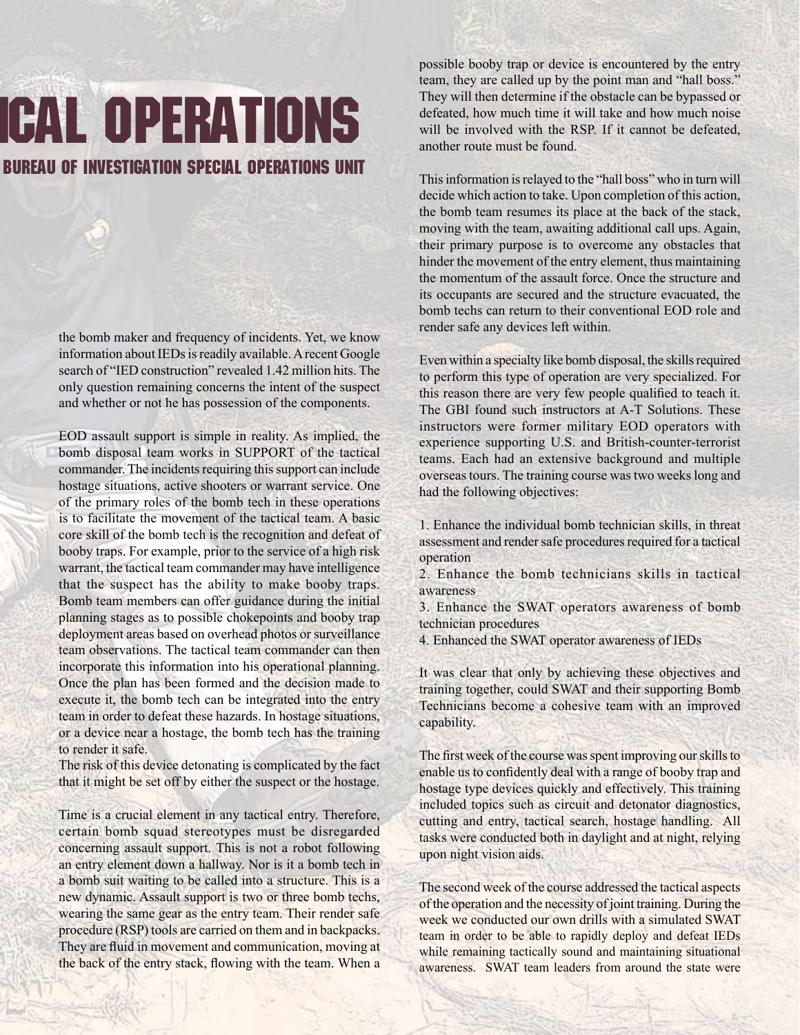# ICAL OPERATIONS

## BUREAU OF INVESTIGATION SPECIAL OPERATIONS UNIT

the bomb maker and frequency of incidents. Yet, we know information about IEDs is readily available. A recent Google search of "IED construction" revealed 1.42 million hits. The only question remaining concerns the intent of the suspect and whether or not he has possession of the components.

EOD assault support is simple in reality. As implied, the bomb disposal team works in SUPPORT of the tactical commander. The incidents requiring this support can include hostage situations, active shooters or warrant service. One of the primary roles of the bomb tech in these operations is to facilitate the movement of the tactical team. A basic core skill of the bomb tech is the recognition and defeat of booby traps. For example, prior to the service of a high risk warrant, the tactical team commander may have intelligence that the suspect has the ability to make booby traps. Bomb team members can offer guidance during the initial planning stages as to possible chokepoints and booby trap deployment areas based on overhead photos or surveillance team observations. The tactical team commander can then incorporate this information into his operational planning. Once the plan has been formed and the decision made to execute it, the bomb tech can be integrated into the entry team in order to defeat these hazards. In hostage situations, or a device near a hostage, the bomb tech has the training to render it safe.
The risk of this device detonating is complicated by the fact that it might be set off by either the suspect or the hostage.

Time is a crucial element in any tactical entry. Therefore, certain bomb squad stereotypes must be disregarded concerning assault support. This is not a robot following an entry element down a hallway. Nor is it a bomb tech in a bomb suit waiting to be called into a structure. This is a new dynamic. Assault support is two or three bomb techs, wearing the same gear as the entry team. Their render safe procedure (RSP) tools are carried on them and in backpacks. They are fluid in movement and communication, moving at the back of the entry stack, flowing with the team. When a possible booby trap or device is encountered by the entry team, they are called up by the point man and "hall boss." They will then determine if the obstacle can be bypassed or defeated, how much time it will take and how much noise will be involved with the RSP. If it cannot be defeated, another route must be found.

This information is relayed to the "hall boss" who in turn will decide which action to take. Upon completion of this action, the bomb team resumes its place at the back of the stack, moving with the team, awaiting additional call ups. Again, their primary purpose is to overcome any obstacles that hinder the movement of the entry element, thus maintaining the momentum of the assault force. Once the structure and its occupants are secured and the structure evacuated, the bomb techs can return to their conventional EOD role and render safe any devices left within.

Even within a specialty like bomb disposal, the skills required to perform this type of operation are very specialized. For this reason there are very few people qualified to teach it. The GBI found such instructors at A-T Solutions. These instructors were former military EOD operators with experience supporting U.S. and British-counter-terrorist teams. Each had an extensive background and multiple overseas tours. The training course was two weeks long and had the following objectives:

1. Enhance the individual bomb technician skills, in threat assessment and render safe procedures required for a tactical operation
2. Enhance the bomb technicians skills in tactical awareness
3. Enhance the SWAT operators awareness of bomb technician procedures
4. Enhanced the SWAT operator awareness of IEDs

It was clear that only by achieving these objectives and training together, could SWAT and their supporting Bomb Technicians become a cohesive team with an improved capability.

The first week of the course was spent improving our skills to enable us to confidently deal with a range of booby trap and hostage type devices quickly and effectively. This training included topics such as circuit and detonator diagnostics, cutting and entry, tactical search, hostage handling. All tasks were conducted both in daylight and at night, relying upon night vision aids.

The second week of the course addressed the tactical aspects of the operation and the necessity of joint training. During the week we conducted our own drills with a simulated SWAT team in order to be able to rapidly deploy and defeat IEDs while remaining tactically sound and maintaining situational awareness. SWAT team leaders from around the state were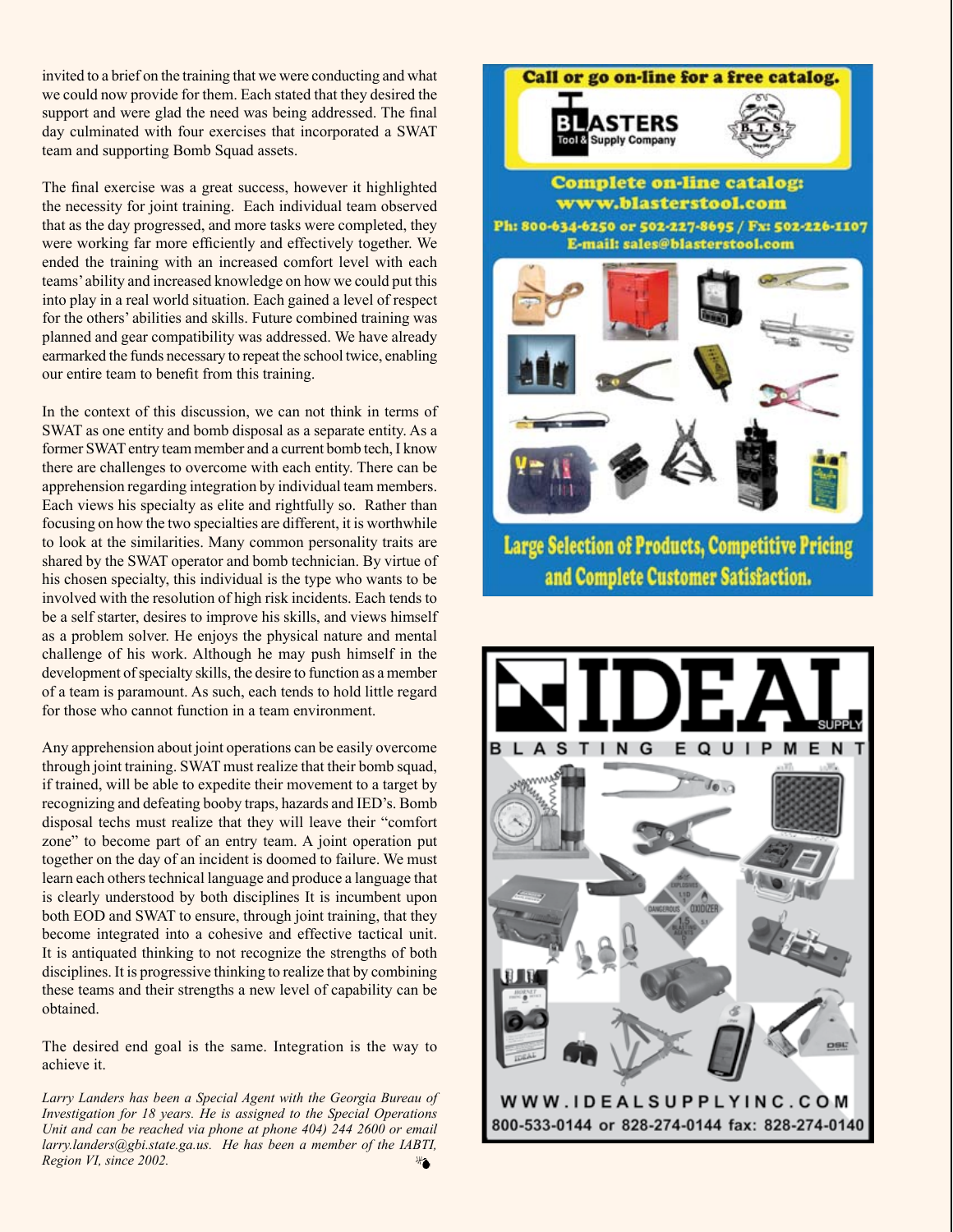invited to a brief on the training that we were conducting and what we could now provide for them. Each stated that they desired the support and were glad the need was being addressed. The final day culminated with four exercises that incorporated a SWAT team and supporting Bomb Squad assets.

The final exercise was a great success, however it highlighted the necessity for joint training. Each individual team observed that as the day progressed, and more tasks were completed, they were working far more efficiently and effectively together. We ended the training with an increased comfort level with each teams' ability and increased knowledge on how we could put this into play in a real world situation. Each gained a level of respect for the others' abilities and skills. Future combined training was planned and gear compatibility was addressed. We have already earmarked the funds necessary to repeat the school twice, enabling our entire team to benefit from this training.

In the context of this discussion, we can not think in terms of SWAT as one entity and bomb disposal as a separate entity. As a former SWAT entry team member and a current bomb tech, I know there are challenges to overcome with each entity. There can be apprehension regarding integration by individual team members. Each views his specialty as elite and rightfully so. Rather than focusing on how the two specialties are different, it is worthwhile to look at the similarities. Many common personality traits are shared by the SWAT operator and bomb technician. By virtue of his chosen specialty, this individual is the type who wants to be involved with the resolution of high risk incidents. Each tends to be a self starter, desires to improve his skills, and views himself as a problem solver. He enjoys the physical nature and mental challenge of his work. Although he may push himself in the development of specialty skills, the desire to function as a member of a team is paramount. As such, each tends to hold little regard for those who cannot function in a team environment.

Any apprehension about joint operations can be easily overcome through joint training. SWAT must realize that their bomb squad, if trained, will be able to expedite their movement to a target by recognizing and defeating booby traps, hazards and IED's. Bomb disposal techs must realize that they will leave their "comfort zone" to become part of an entry team. A joint operation put together on the day of an incident is doomed to failure. We must learn each others technical language and produce a language that is clearly understood by both disciplines It is incumbent upon both EOD and SWAT to ensure, through joint training, that they become integrated into a cohesive and effective tactical unit. It is antiquated thinking to not recognize the strengths of both disciplines. It is progressive thinking to realize that by combining these teams and their strengths a new level of capability can be obtained.

The desired end goal is the same. Integration is the way to achieve it.

*Larry Landers has been a Special Agent with the Georgia Bureau of Investigation for 18 years. He is assigned to the Special Operations Unit and can be reached via phone at phone 404) 244 2600 or email larry.landers@gbi.state.ga.us. He has been a member of the IABTI, Region VI, since 2002.*

**Call or go on-line for a free catalog.**

BLASTERS Tool & Supply Company

B.T.S. Supply

**Complete on-line catalog: www.blasterstool.com**

**Ph: 800-634-6250 or 502-227-8695 / Fx: 502-226-1107**

**E-mail: sales@blasterstool.com**

**Large Selection of Products, Competitive Pricing and Complete Customer Satisfaction.**

**IDEAL SUPPLY**

**BLASTING EQUIPMENT**

WWW.IDEALSUPPLYINC.COM

800-533-0144 or 828-274-0144 fax: 828-274-0140